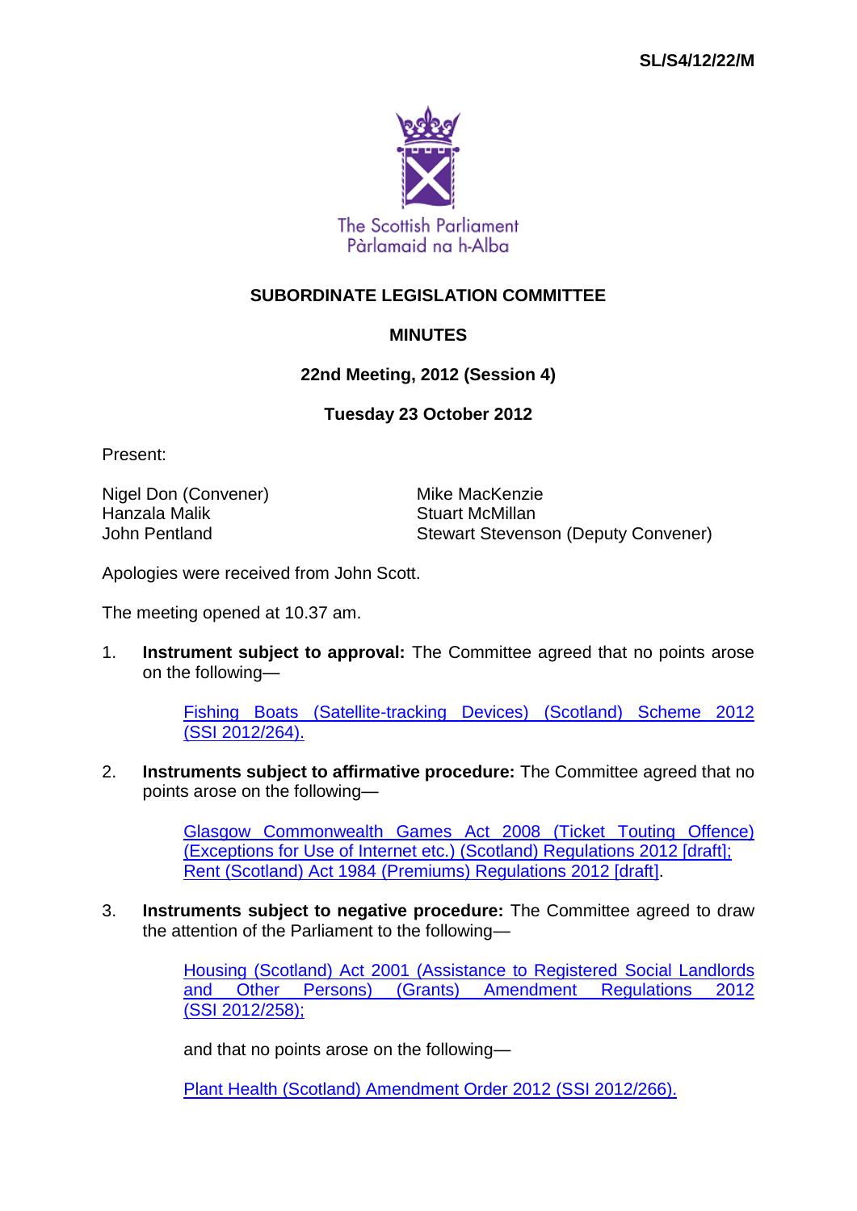SL/S4/12/22/M

The Scottish Parliament
Pàrlamaid na h-Alba

# SUBORDINATE LEGISLATION COMMITTEE

## MINUTES

### 22nd Meeting, 2012 (Session 4)

### Tuesday 23 October 2012

Present:

Nigel Don (Convener)
Hanzala Malik
John Pentland
Mike MacKenzie
Stuart McMillan
Stewart Stevenson (Deputy Convener)

Apologies were received from John Scott.

The meeting opened at 10.37 am.

1. **Instrument subject to approval:** The Committee agreed that no points arose on the following—

   Fishing Boats (Satellite-tracking Devices) (Scotland) Scheme 2012 (SSI 2012/264).

2. **Instruments subject to affirmative procedure:** The Committee agreed that no points arose on the following—

   Glasgow Commonwealth Games Act 2008 (Ticket Touting Offence) (Exceptions for Use of Internet etc.) (Scotland) Regulations 2012 [draft];
   Rent (Scotland) Act 1984 (Premiums) Regulations 2012 [draft].

3. **Instruments subject to negative procedure:** The Committee agreed to draw the attention of the Parliament to the following—

   Housing (Scotland) Act 2001 (Assistance to Registered Social Landlords and Other Persons) (Grants) Amendment Regulations 2012 (SSI 2012/258);

   and that no points arose on the following—

   Plant Health (Scotland) Amendment Order 2012 (SSI 2012/266).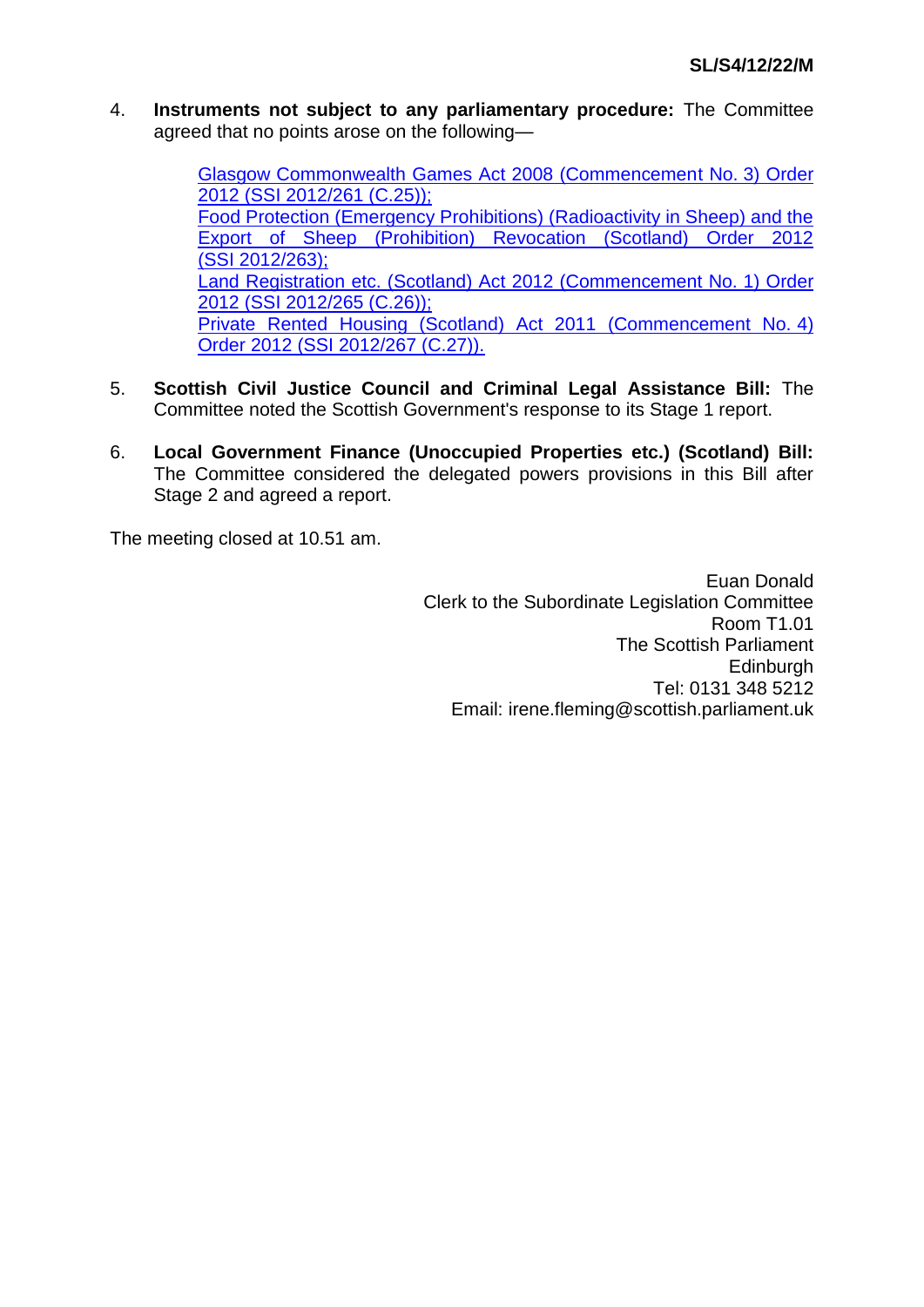4. **Instruments not subject to any parliamentary procedure:** The Committee agreed that no points arose on the following—

   Glasgow Commonwealth Games Act 2008 (Commencement No. 3) Order 2012 (SSI 2012/261 (C.25));
   Food Protection (Emergency Prohibitions) (Radioactivity in Sheep) and the Export of Sheep (Prohibition) Revocation (Scotland) Order 2012 (SSI 2012/263);
   Land Registration etc. (Scotland) Act 2012 (Commencement No. 1) Order 2012 (SSI 2012/265 (C.26));
   Private Rented Housing (Scotland) Act 2011 (Commencement No. 4) Order 2012 (SSI 2012/267 (C.27)).

5. **Scottish Civil Justice Council and Criminal Legal Assistance Bill:** The Committee noted the Scottish Government's response to its Stage 1 report.

6. **Local Government Finance (Unoccupied Properties etc.) (Scotland) Bill:** The Committee considered the delegated powers provisions in this Bill after Stage 2 and agreed a report.

The meeting closed at 10.51 am.

Euan Donald
Clerk to the Subordinate Legislation Committee
Room T1.01
The Scottish Parliament
Edinburgh
Tel: 0131 348 5212
Email: irene.fleming@scottish.parliament.uk